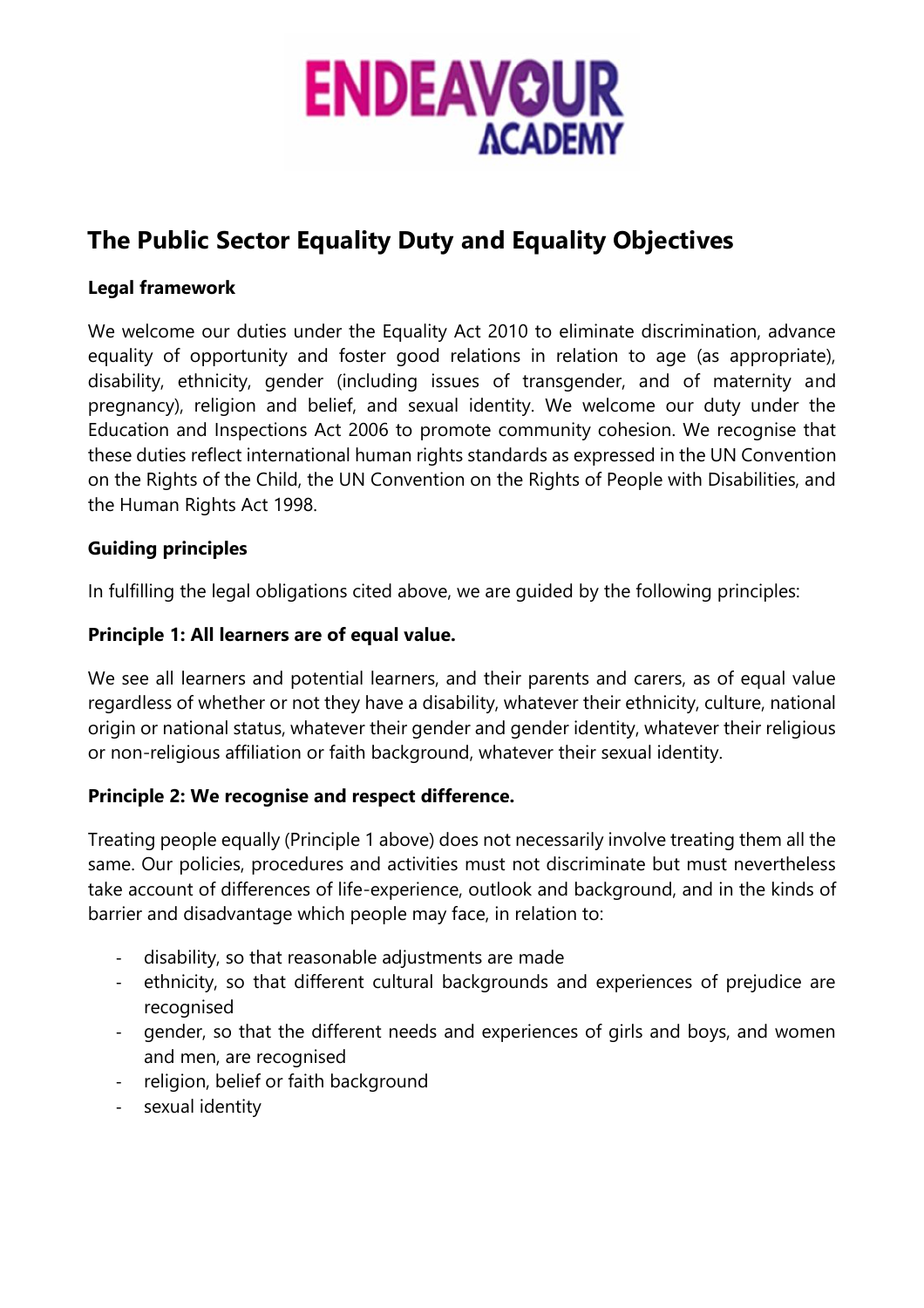# The Public Sector Equality Duty and Equality Objectives

**Legal framework**

We welcome our duties under the Equality Act 2010 to eliminate discrimination, advance equality of opportunity and foster good relations in relation to age (as appropriate), disability, ethnicity, gender (including issues of transgender, and of maternity and pregnancy), religion and belief, and sexual identity. We welcome our duty under the Education and Inspections Act 2006 to promote community cohesion. We recognise that these duties reflect international human rights standards as expressed in the UN Convention on the Rights of the Child, the UN Convention on the Rights of People with Disabilities, and the Human Rights Act 1998.

**Guiding principles**

In fulfilling the legal obligations cited above, we are guided by the following principles:

**Principle 1: All learners are of equal value.**

We see all learners and potential learners, and their parents and carers, as of equal value regardless of whether or not they have a disability, whatever their ethnicity, culture, national origin or national status, whatever their gender and gender identity, whatever their religious or non-religious affiliation or faith background, whatever their sexual identity.

**Principle 2: We recognise and respect difference.**

Treating people equally (Principle 1 above) does not necessarily involve treating them all the same. Our policies, procedures and activities must not discriminate but must nevertheless take account of differences of life-experience, outlook and background, and in the kinds of barrier and disadvantage which people may face, in relation to:

- disability, so that reasonable adjustments are made
- ethnicity, so that different cultural backgrounds and experiences of prejudice are recognised
- gender, so that the different needs and experiences of girls and boys, and women and men, are recognised
- religion, belief or faith background
- sexual identity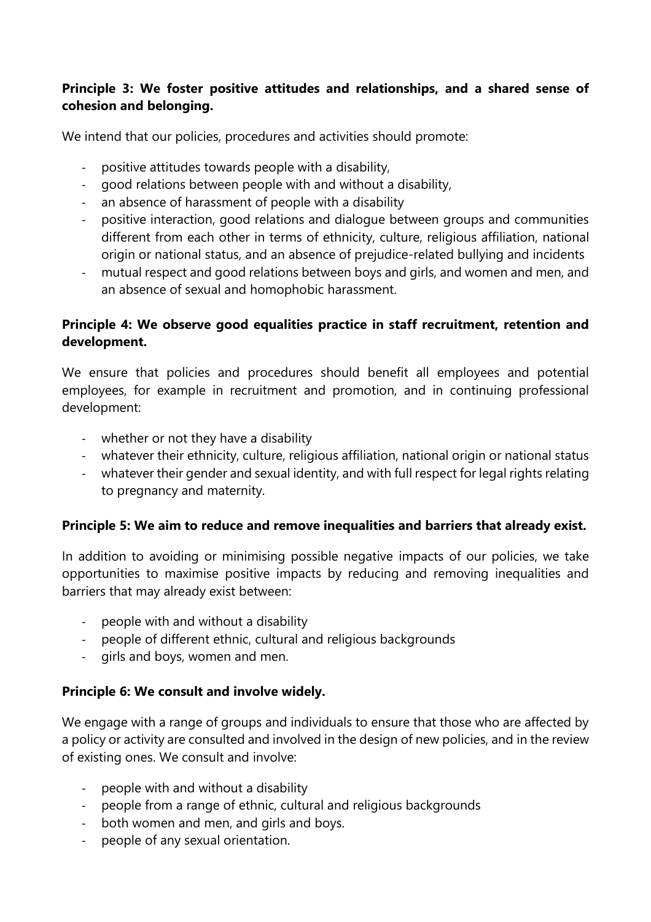**Principle 3: We foster positive attitudes and relationships, and a shared sense of cohesion and belonging.**

We intend that our policies, procedures and activities should promote:

- positive attitudes towards people with a disability,
- good relations between people with and without a disability,
- an absence of harassment of people with a disability
- positive interaction, good relations and dialogue between groups and communities different from each other in terms of ethnicity, culture, religious affiliation, national origin or national status, and an absence of prejudice-related bullying and incidents
- mutual respect and good relations between boys and girls, and women and men, and an absence of sexual and homophobic harassment.

**Principle 4: We observe good equalities practice in staff recruitment, retention and development.**

We ensure that policies and procedures should benefit all employees and potential employees, for example in recruitment and promotion, and in continuing professional development:

- whether or not they have a disability
- whatever their ethnicity, culture, religious affiliation, national origin or national status
- whatever their gender and sexual identity, and with full respect for legal rights relating to pregnancy and maternity.

**Principle 5: We aim to reduce and remove inequalities and barriers that already exist.**

In addition to avoiding or minimising possible negative impacts of our policies, we take opportunities to maximise positive impacts by reducing and removing inequalities and barriers that may already exist between:

- people with and without a disability
- people of different ethnic, cultural and religious backgrounds
- girls and boys, women and men.

**Principle 6: We consult and involve widely.**

We engage with a range of groups and individuals to ensure that those who are affected by a policy or activity are consulted and involved in the design of new policies, and in the review of existing ones. We consult and involve:

- people with and without a disability
- people from a range of ethnic, cultural and religious backgrounds
- both women and men, and girls and boys.
- people of any sexual orientation.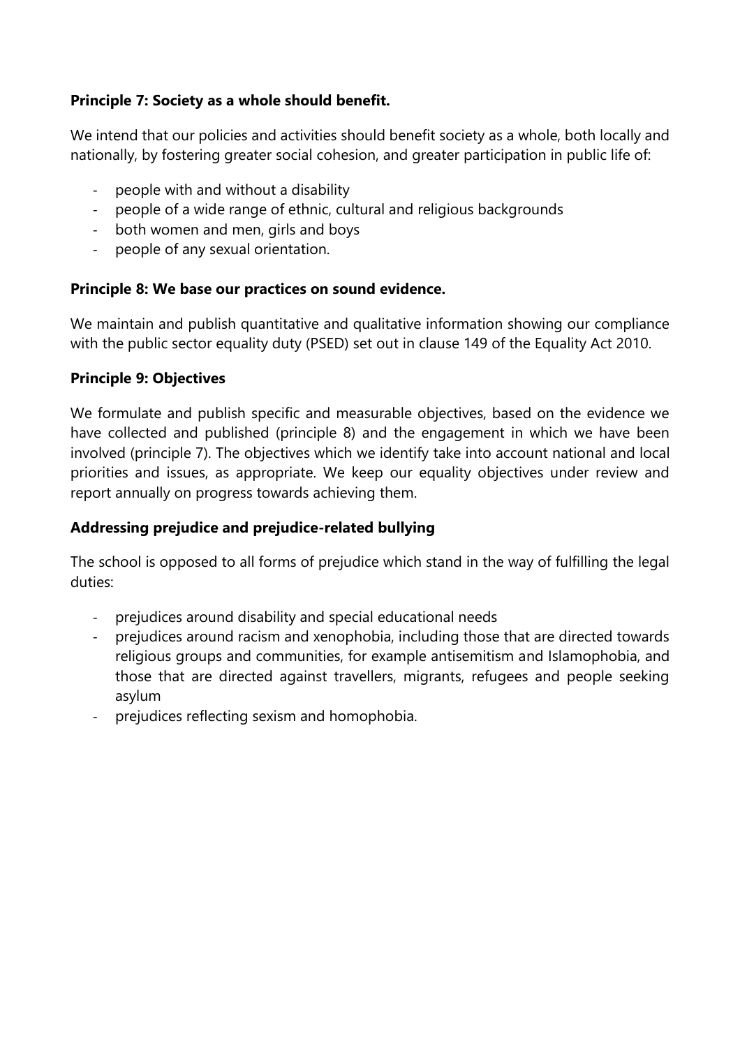**Principle 7: Society as a whole should benefit.**

We intend that our policies and activities should benefit society as a whole, both locally and nationally, by fostering greater social cohesion, and greater participation in public life of:

- people with and without a disability
- people of a wide range of ethnic, cultural and religious backgrounds
- both women and men, girls and boys
- people of any sexual orientation.

**Principle 8: We base our practices on sound evidence.**

We maintain and publish quantitative and qualitative information showing our compliance with the public sector equality duty (PSED) set out in clause 149 of the Equality Act 2010.

**Principle 9: Objectives**

We formulate and publish specific and measurable objectives, based on the evidence we have collected and published (principle 8) and the engagement in which we have been involved (principle 7). The objectives which we identify take into account national and local priorities and issues, as appropriate. We keep our equality objectives under review and report annually on progress towards achieving them.

**Addressing prejudice and prejudice-related bullying**

The school is opposed to all forms of prejudice which stand in the way of fulfilling the legal duties:

- prejudices around disability and special educational needs
- prejudices around racism and xenophobia, including those that are directed towards religious groups and communities, for example antisemitism and Islamophobia, and those that are directed against travellers, migrants, refugees and people seeking asylum
- prejudices reflecting sexism and homophobia.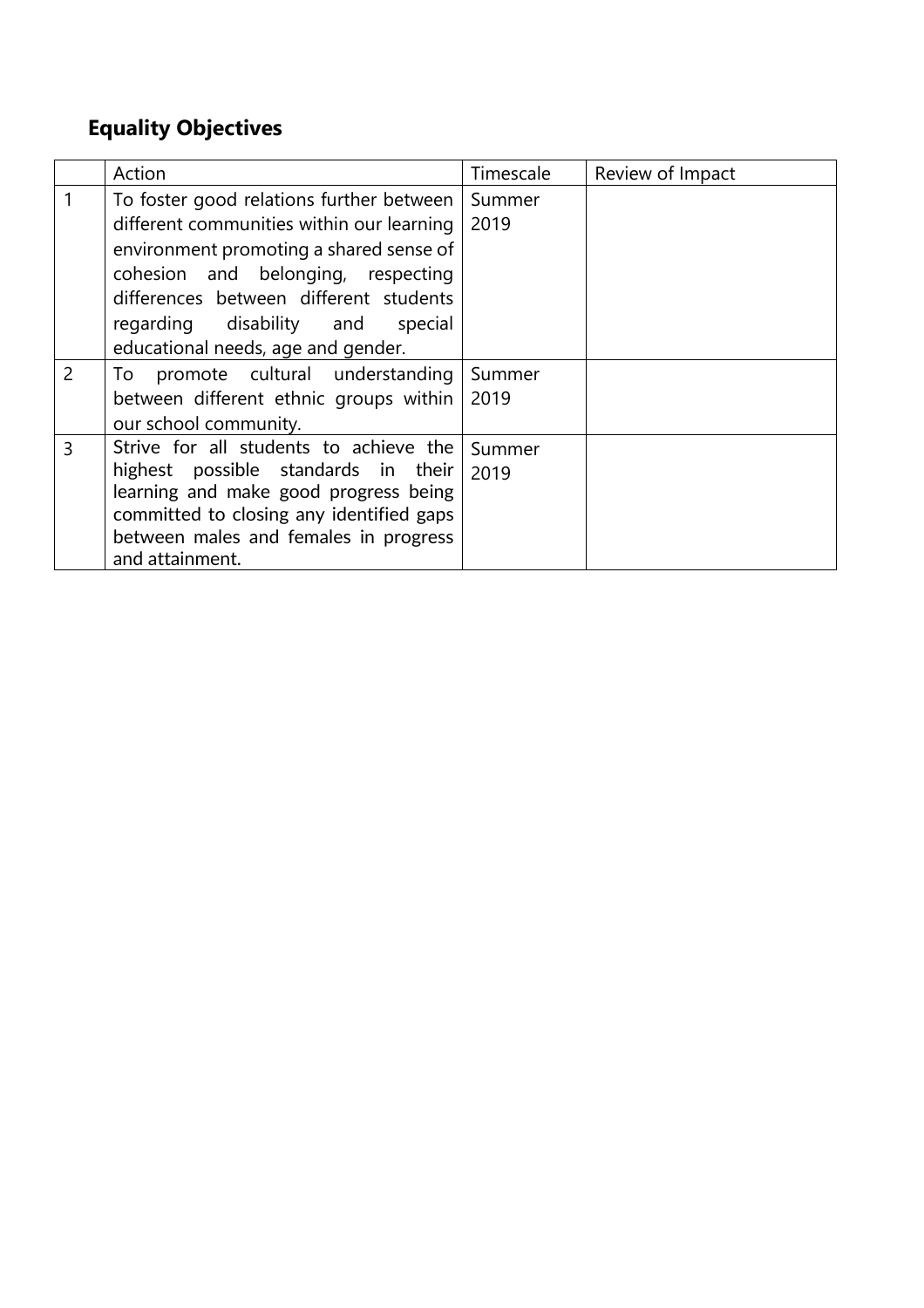## Equality Objectives

| | Action | Timescale | Review of Impact |
|---|---|---|---|
| 1 | To foster good relations further between different communities within our learning environment promoting a shared sense of cohesion and belonging, respecting differences between different students regarding disability and special educational needs, age and gender. | Summer 2019 | |
| 2 | To promote cultural understanding between different ethnic groups within our school community. | Summer 2019 | |
| 3 | Strive for all students to achieve the highest possible standards in their learning and make good progress being committed to closing any identified gaps between males and females in progress and attainment. | Summer 2019 | |